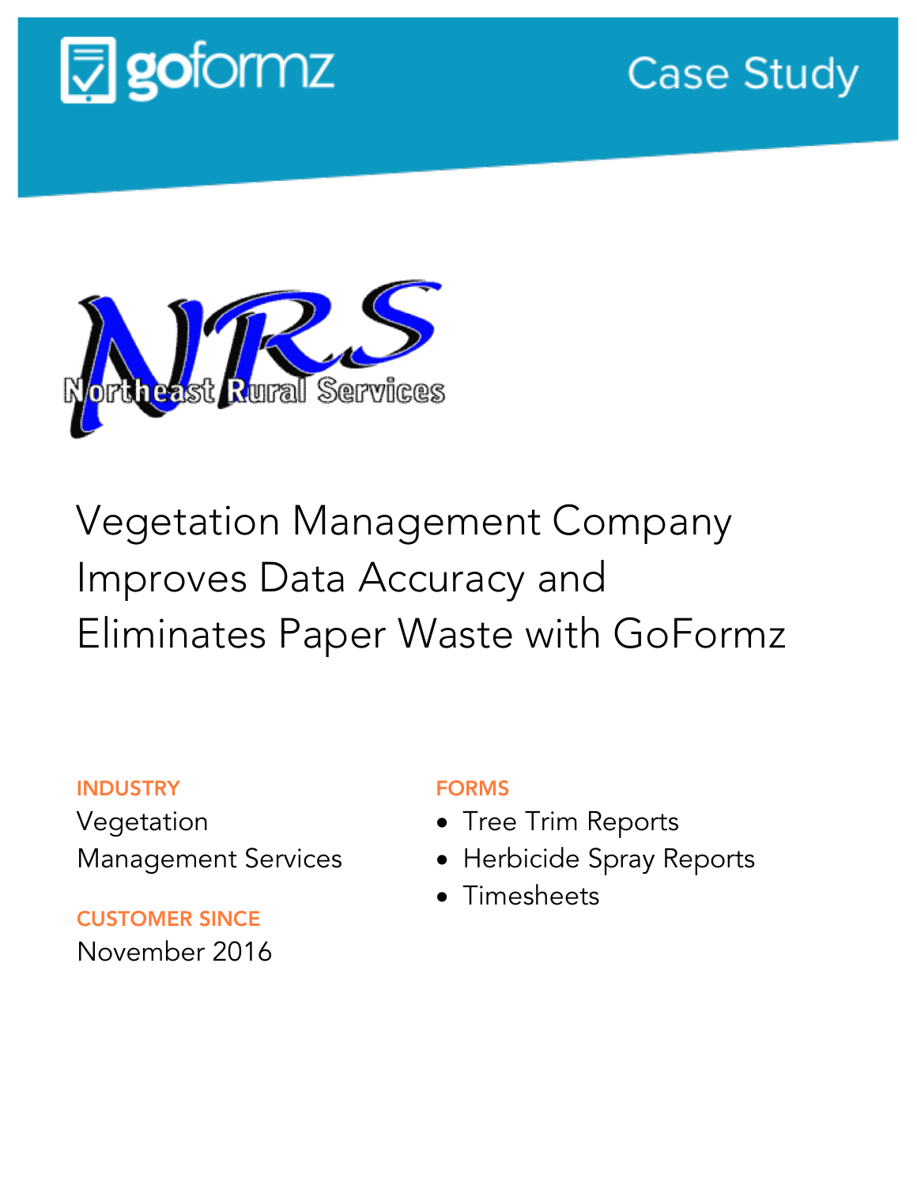goformz

Case Study

NRS

Northeast Rural Services

# Vegetation Management Company Improves Data Accuracy and Eliminates Paper Waste with GoFormz

**INDUSTRY**

Vegetation Management Services

**CUSTOMER SINCE**

November 2016

**FORMS**

- Tree Trim Reports
- Herbicide Spray Reports
- Timesheets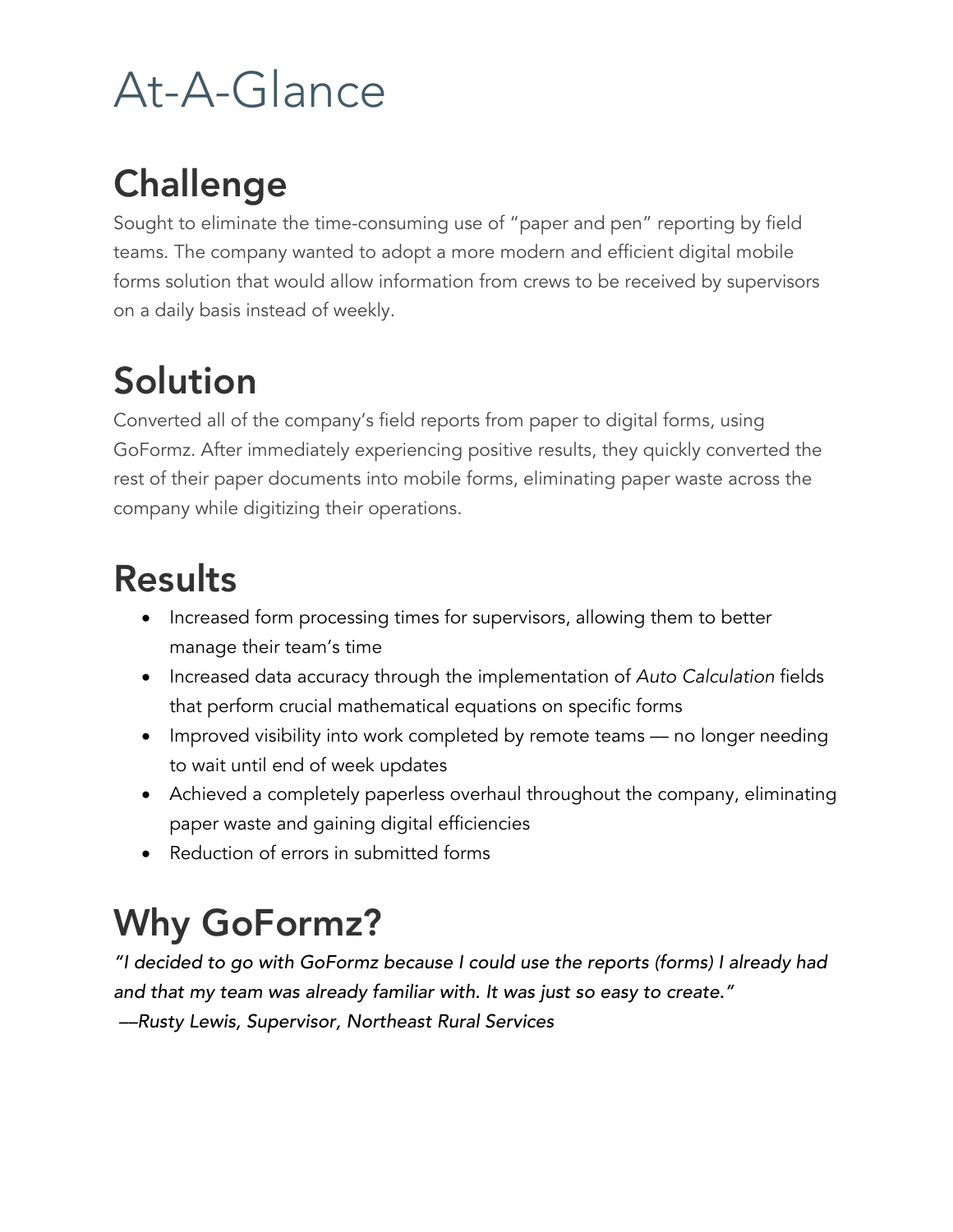# At-A-Glance

## Challenge

Sought to eliminate the time-consuming use of "paper and pen" reporting by field teams. The company wanted to adopt a more modern and efficient digital mobile forms solution that would allow information from crews to be received by supervisors on a daily basis instead of weekly.

## Solution

Converted all of the company's field reports from paper to digital forms, using GoFormz. After immediately experiencing positive results, they quickly converted the rest of their paper documents into mobile forms, eliminating paper waste across the company while digitizing their operations.

## Results

- Increased form processing times for supervisors, allowing them to better manage their team's time
- Increased data accuracy through the implementation of *Auto Calculation* fields that perform crucial mathematical equations on specific forms
- Improved visibility into work completed by remote teams — no longer needing to wait until end of week updates
- Achieved a completely paperless overhaul throughout the company, eliminating paper waste and gaining digital efficiencies
- Reduction of errors in submitted forms

## Why GoFormz?

*"I decided to go with GoFormz because I could use the reports (forms) I already had and that my team was already familiar with. It was just so easy to create."*
*—Rusty Lewis, Supervisor, Northeast Rural Services*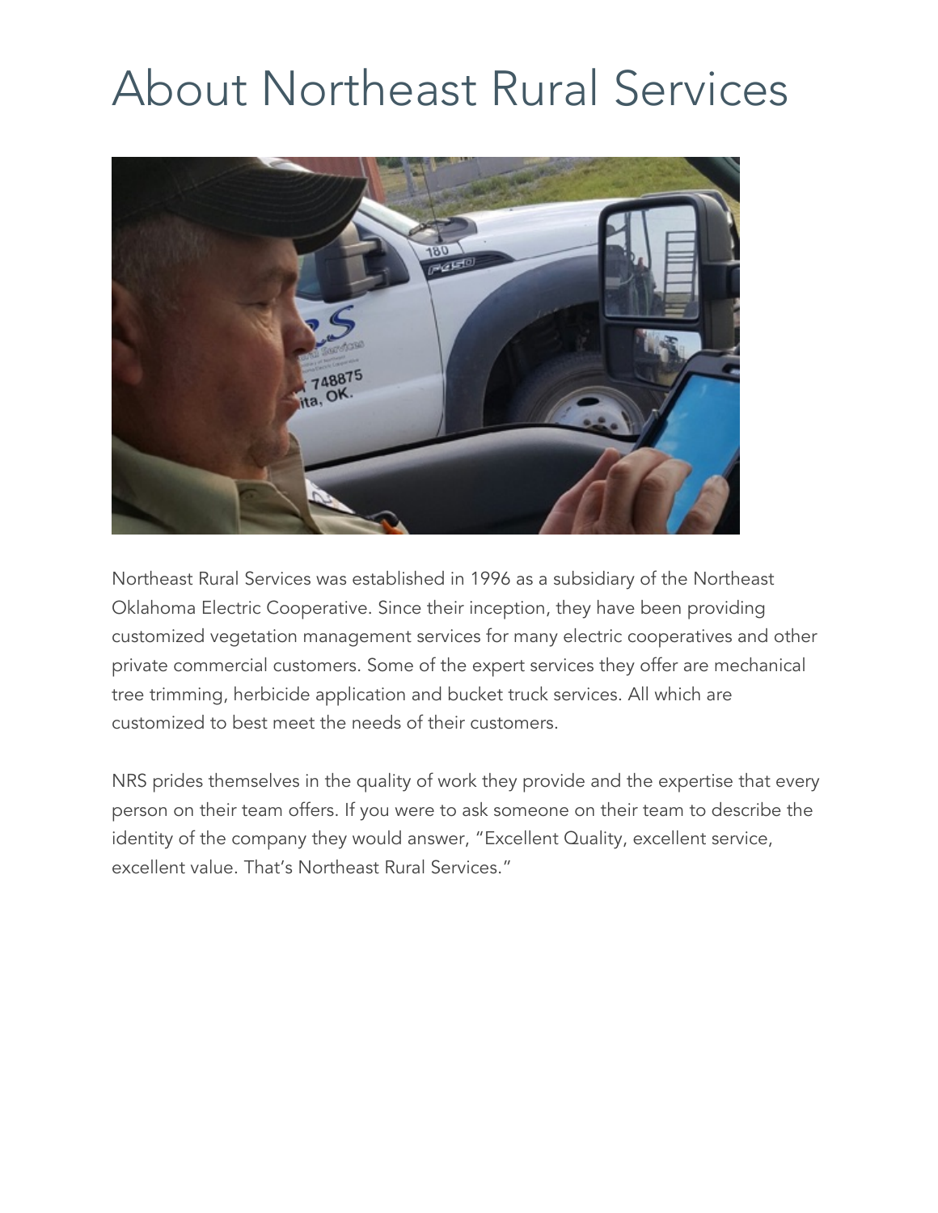# About Northeast Rural Services

Northeast Rural Services was established in 1996 as a subsidiary of the Northeast Oklahoma Electric Cooperative. Since their inception, they have been providing customized vegetation management services for many electric cooperatives and other private commercial customers. Some of the expert services they offer are mechanical tree trimming, herbicide application and bucket truck services. All which are customized to best meet the needs of their customers.

NRS prides themselves in the quality of work they provide and the expertise that every person on their team offers. If you were to ask someone on their team to describe the identity of the company they would answer, "Excellent Quality, excellent service, excellent value. That's Northeast Rural Services."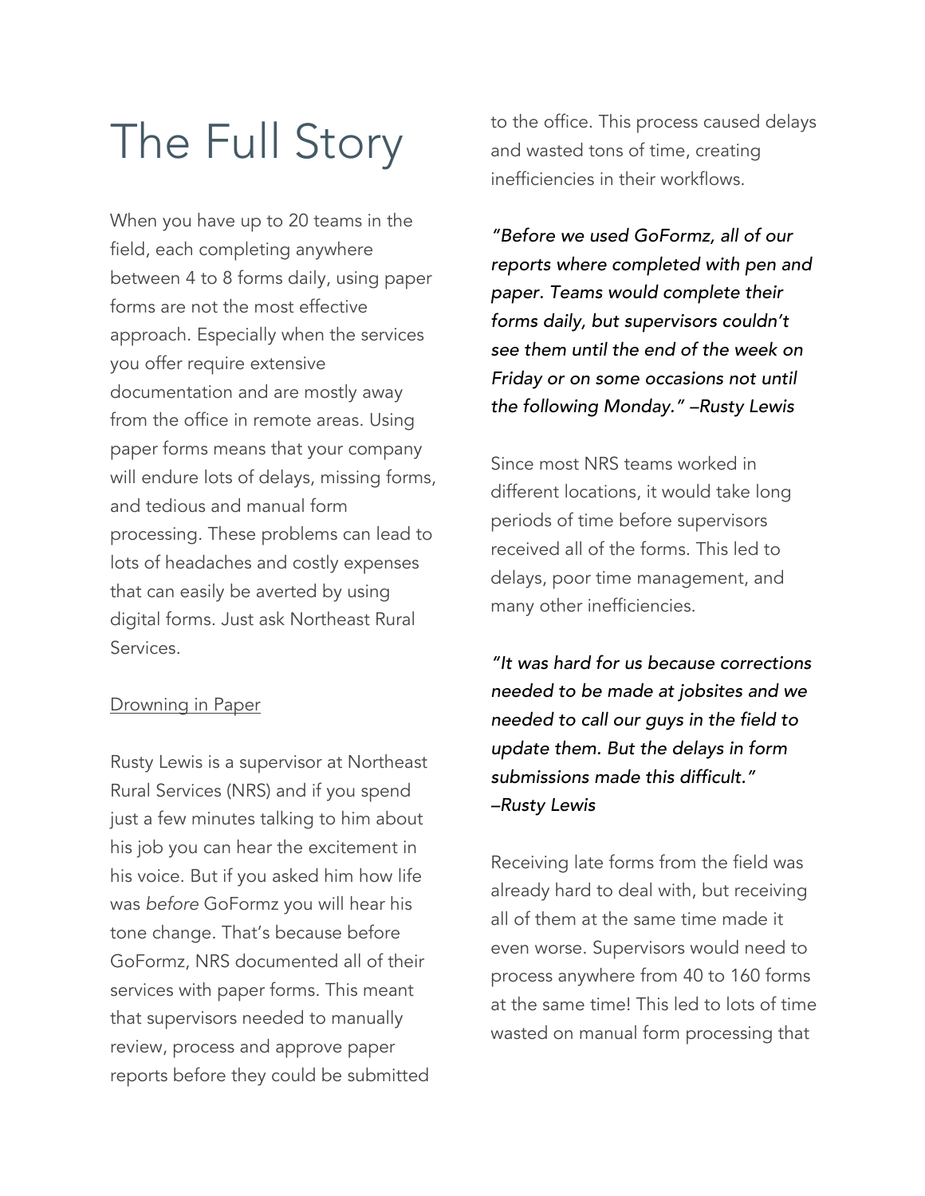# The Full Story

When you have up to 20 teams in the field, each completing anywhere between 4 to 8 forms daily, using paper forms are not the most effective approach. Especially when the services you offer require extensive documentation and are mostly away from the office in remote areas. Using paper forms means that your company will endure lots of delays, missing forms, and tedious and manual form processing. These problems can lead to lots of headaches and costly expenses that can easily be averted by using digital forms. Just ask Northeast Rural Services.

<u>Drowning in Paper</u>

Rusty Lewis is a supervisor at Northeast Rural Services (NRS) and if you spend just a few minutes talking to him about his job you can hear the excitement in his voice. But if you asked him how life was *before* GoFormz you will hear his tone change. That's because before GoFormz, NRS documented all of their services with paper forms. This meant that supervisors needed to manually review, process and approve paper reports before they could be submitted to the office. This process caused delays and wasted tons of time, creating inefficiencies in their workflows.

*"Before we used GoFormz, all of our reports where completed with pen and paper. Teams would complete their forms daily, but supervisors couldn't see them until the end of the week on Friday or on some occasions not until the following Monday." –Rusty Lewis*

Since most NRS teams worked in different locations, it would take long periods of time before supervisors received all of the forms. This led to delays, poor time management, and many other inefficiencies.

*"It was hard for us because corrections needed to be made at jobsites and we needed to call our guys in the field to update them. But the delays in form submissions made this difficult." –Rusty Lewis*

Receiving late forms from the field was already hard to deal with, but receiving all of them at the same time made it even worse. Supervisors would need to process anywhere from 40 to 160 forms at the same time! This led to lots of time wasted on manual form processing that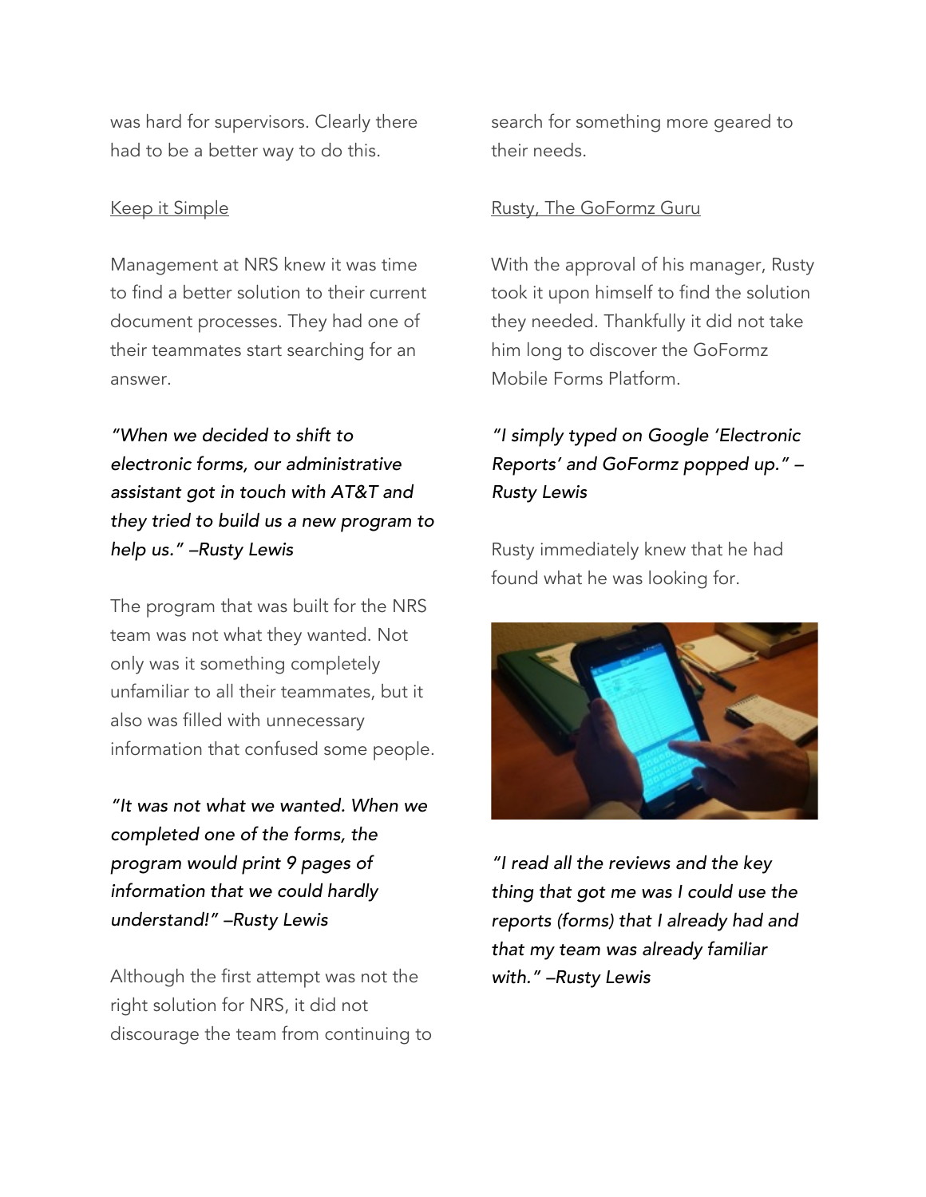was hard for supervisors. Clearly there had to be a better way to do this.

## Keep it Simple

Management at NRS knew it was time to find a better solution to their current document processes. They had one of their teammates start searching for an answer.

*"When we decided to shift to electronic forms, our administrative assistant got in touch with AT&T and they tried to build us a new program to help us." –Rusty Lewis*

The program that was built for the NRS team was not what they wanted. Not only was it something completely unfamiliar to all their teammates, but it also was filled with unnecessary information that confused some people.

*"It was not what we wanted. When we completed one of the forms, the program would print 9 pages of information that we could hardly understand!" –Rusty Lewis*

Although the first attempt was not the right solution for NRS, it did not discourage the team from continuing to search for something more geared to their needs.

## Rusty, The GoFormz Guru

With the approval of his manager, Rusty took it upon himself to find the solution they needed. Thankfully it did not take him long to discover the GoFormz Mobile Forms Platform.

*"I simply typed on Google 'Electronic Reports' and GoFormz popped up." –Rusty Lewis*

Rusty immediately knew that he had found what he was looking for.

*"I read all the reviews and the key thing that got me was I could use the reports (forms) that I already had and that my team was already familiar with." –Rusty Lewis*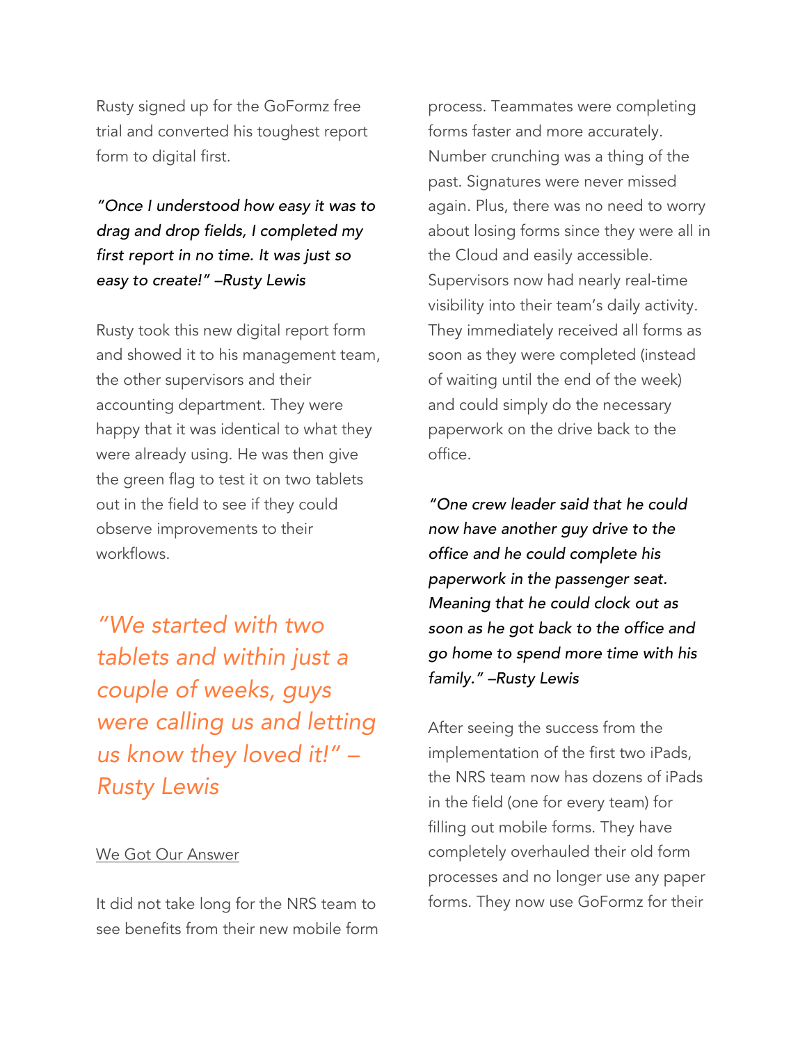Rusty signed up for the GoFormz free trial and converted his toughest report form to digital first.

*"Once I understood how easy it was to drag and drop fields, I completed my first report in no time. It was just so easy to create!" –Rusty Lewis*

Rusty took this new digital report form and showed it to his management team, the other supervisors and their accounting department. They were happy that it was identical to what they were already using. He was then give the green flag to test it on two tablets out in the field to see if they could observe improvements to their workflows.

*"We started with two tablets and within just a couple of weeks, guys were calling us and letting us know they loved it!" – Rusty Lewis*

## We Got Our Answer

It did not take long for the NRS team to see benefits from their new mobile form process. Teammates were completing forms faster and more accurately. Number crunching was a thing of the past. Signatures were never missed again. Plus, there was no need to worry about losing forms since they were all in the Cloud and easily accessible. Supervisors now had nearly real-time visibility into their team's daily activity. They immediately received all forms as soon as they were completed (instead of waiting until the end of the week) and could simply do the necessary paperwork on the drive back to the office.

*"One crew leader said that he could now have another guy drive to the office and he could complete his paperwork in the passenger seat. Meaning that he could clock out as soon as he got back to the office and go home to spend more time with his family." –Rusty Lewis*

After seeing the success from the implementation of the first two iPads, the NRS team now has dozens of iPads in the field (one for every team) for filling out mobile forms. They have completely overhauled their old form processes and no longer use any paper forms. They now use GoFormz for their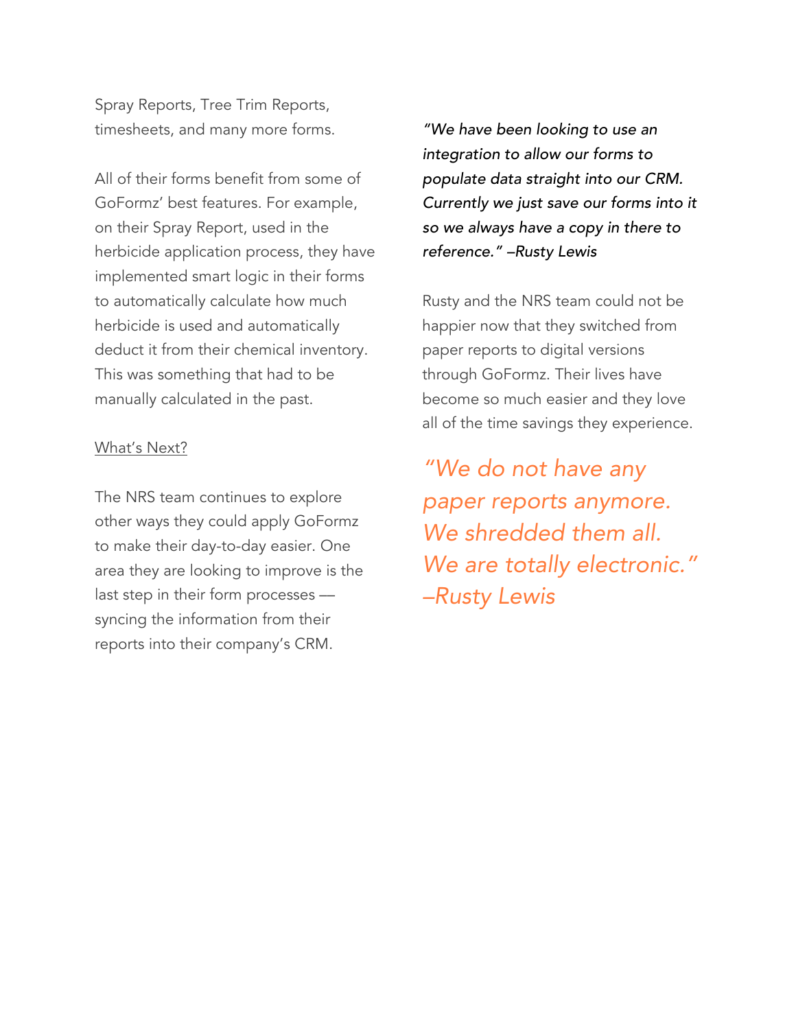Spray Reports, Tree Trim Reports, timesheets, and many more forms.

All of their forms benefit from some of GoFormz' best features. For example, on their Spray Report, used in the herbicide application process, they have implemented smart logic in their forms to automatically calculate how much herbicide is used and automatically deduct it from their chemical inventory. This was something that had to be manually calculated in the past.

What's Next?

The NRS team continues to explore other ways they could apply GoFormz to make their day-to-day easier. One area they are looking to improve is the last step in their form processes — syncing the information from their reports into their company's CRM.

*"We have been looking to use an integration to allow our forms to populate data straight into our CRM. Currently we just save our forms into it so we always have a copy in there to reference." –Rusty Lewis*

Rusty and the NRS team could not be happier now that they switched from paper reports to digital versions through GoFormz. Their lives have become so much easier and they love all of the time savings they experience.

*"We do not have any paper reports anymore. We shredded them all. We are totally electronic." –Rusty Lewis*